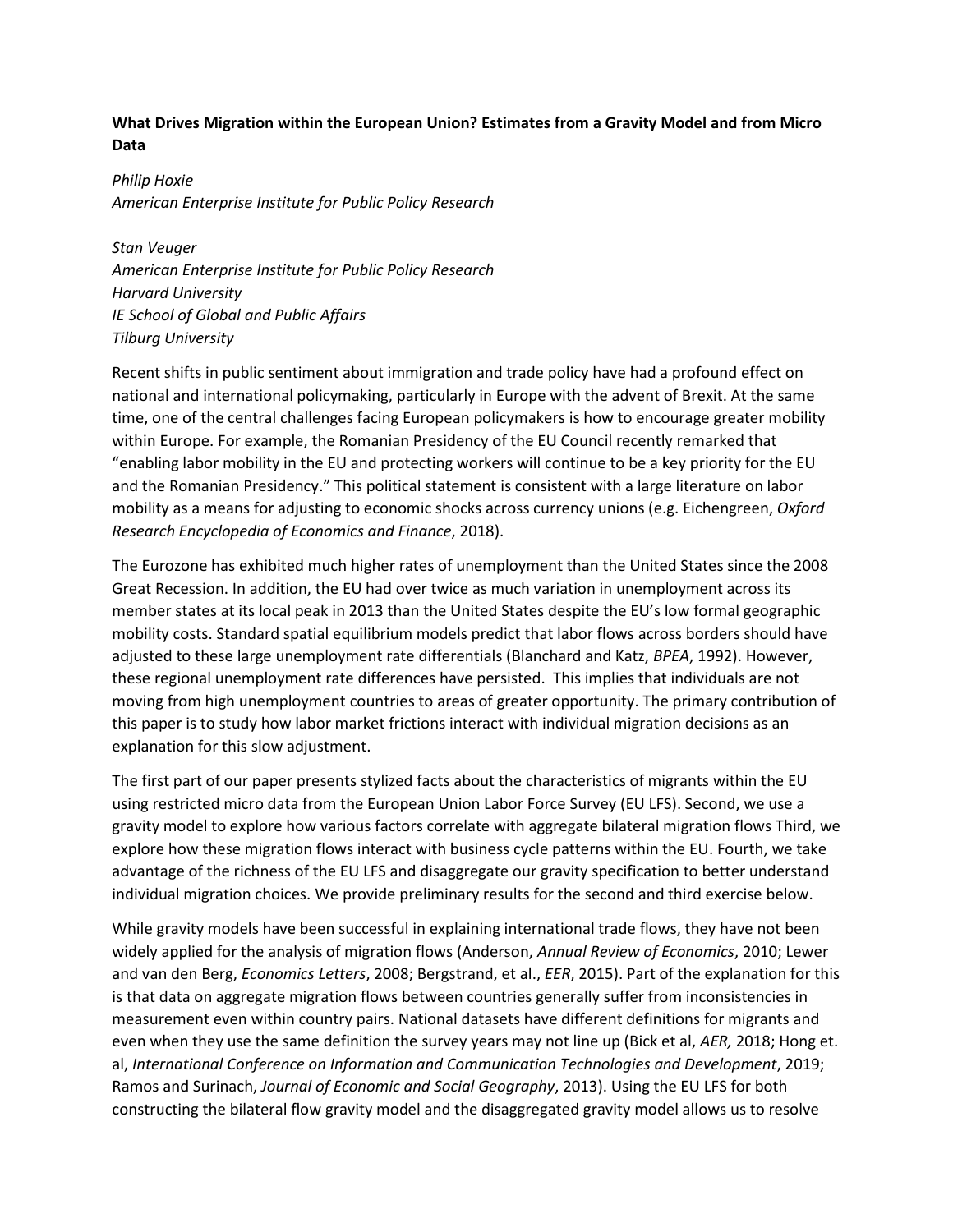**What Drives Migration within the European Union? Estimates from a Gravity Model and from Micro Data**

*Philip Hoxie*
*American Enterprise Institute for Public Policy Research*

*Stan Veuger*
*American Enterprise Institute for Public Policy Research*
*Harvard University*
*IE School of Global and Public Affairs*
*Tilburg University*

Recent shifts in public sentiment about immigration and trade policy have had a profound effect on national and international policymaking, particularly in Europe with the advent of Brexit. At the same time, one of the central challenges facing European policymakers is how to encourage greater mobility within Europe. For example, the Romanian Presidency of the EU Council recently remarked that "enabling labor mobility in the EU and protecting workers will continue to be a key priority for the EU and the Romanian Presidency." This political statement is consistent with a large literature on labor mobility as a means for adjusting to economic shocks across currency unions (e.g. Eichengreen, *Oxford Research Encyclopedia of Economics and Finance*, 2018).

The Eurozone has exhibited much higher rates of unemployment than the United States since the 2008 Great Recession. In addition, the EU had over twice as much variation in unemployment across its member states at its local peak in 2013 than the United States despite the EU's low formal geographic mobility costs. Standard spatial equilibrium models predict that labor flows across borders should have adjusted to these large unemployment rate differentials (Blanchard and Katz, *BPEA*, 1992). However, these regional unemployment rate differences have persisted. This implies that individuals are not moving from high unemployment countries to areas of greater opportunity. The primary contribution of this paper is to study how labor market frictions interact with individual migration decisions as an explanation for this slow adjustment.

The first part of our paper presents stylized facts about the characteristics of migrants within the EU using restricted micro data from the European Union Labor Force Survey (EU LFS). Second, we use a gravity model to explore how various factors correlate with aggregate bilateral migration flows Third, we explore how these migration flows interact with business cycle patterns within the EU. Fourth, we take advantage of the richness of the EU LFS and disaggregate our gravity specification to better understand individual migration choices. We provide preliminary results for the second and third exercise below.

While gravity models have been successful in explaining international trade flows, they have not been widely applied for the analysis of migration flows (Anderson, *Annual Review of Economics*, 2010; Lewer and van den Berg, *Economics Letters*, 2008; Bergstrand, et al., *EER*, 2015). Part of the explanation for this is that data on aggregate migration flows between countries generally suffer from inconsistencies in measurement even within country pairs. National datasets have different definitions for migrants and even when they use the same definition the survey years may not line up (Bick et al, *AER,* 2018; Hong et. al, *International Conference on Information and Communication Technologies and Development*, 2019; Ramos and Surinach, *Journal of Economic and Social Geography*, 2013). Using the EU LFS for both constructing the bilateral flow gravity model and the disaggregated gravity model allows us to resolve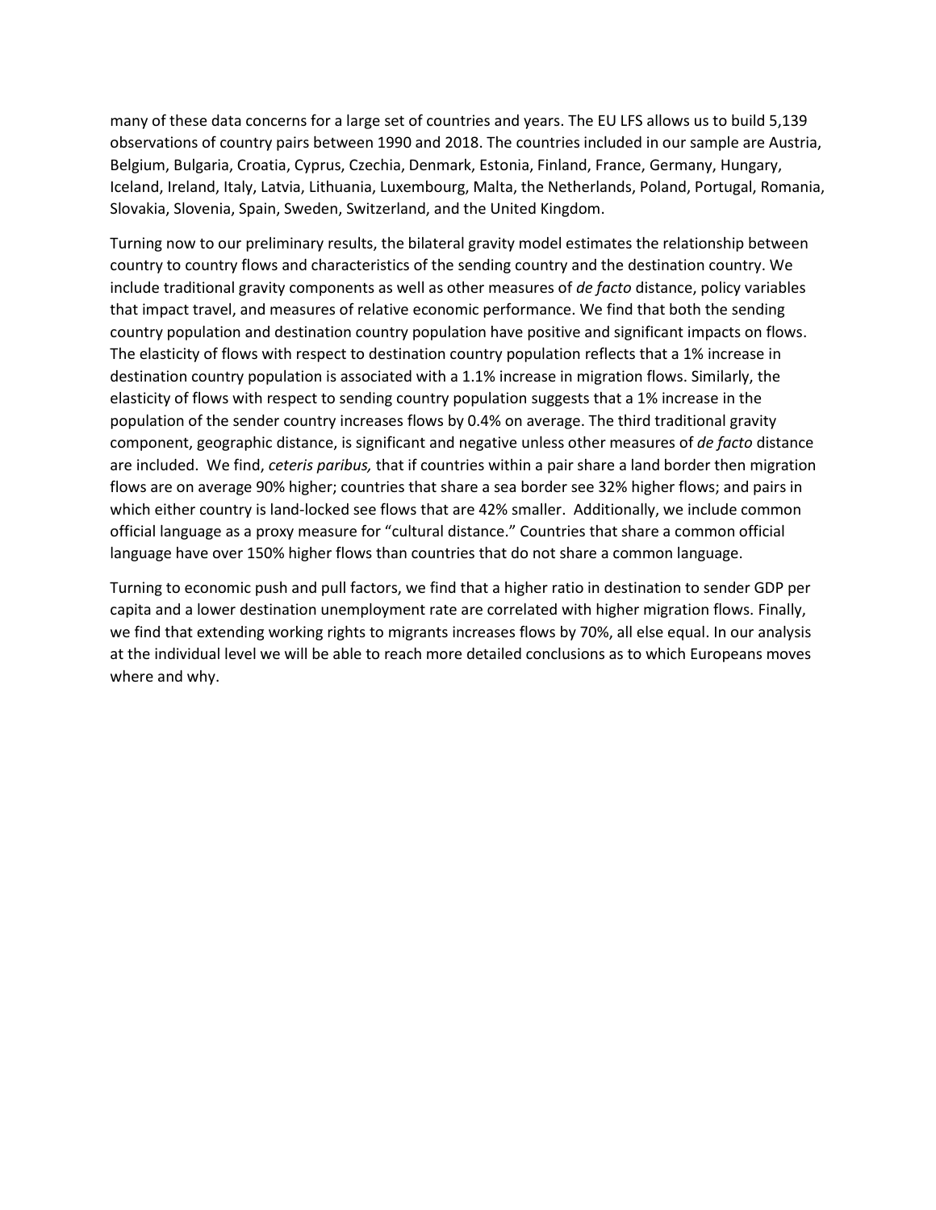many of these data concerns for a large set of countries and years. The EU LFS allows us to build 5,139 observations of country pairs between 1990 and 2018. The countries included in our sample are Austria, Belgium, Bulgaria, Croatia, Cyprus, Czechia, Denmark, Estonia, Finland, France, Germany, Hungary, Iceland, Ireland, Italy, Latvia, Lithuania, Luxembourg, Malta, the Netherlands, Poland, Portugal, Romania, Slovakia, Slovenia, Spain, Sweden, Switzerland, and the United Kingdom.

Turning now to our preliminary results, the bilateral gravity model estimates the relationship between country to country flows and characteristics of the sending country and the destination country. We include traditional gravity components as well as other measures of *de facto* distance, policy variables that impact travel, and measures of relative economic performance. We find that both the sending country population and destination country population have positive and significant impacts on flows. The elasticity of flows with respect to destination country population reflects that a 1% increase in destination country population is associated with a 1.1% increase in migration flows. Similarly, the elasticity of flows with respect to sending country population suggests that a 1% increase in the population of the sender country increases flows by 0.4% on average. The third traditional gravity component, geographic distance, is significant and negative unless other measures of *de facto* distance are included. We find, *ceteris paribus,* that if countries within a pair share a land border then migration flows are on average 90% higher; countries that share a sea border see 32% higher flows; and pairs in which either country is land-locked see flows that are 42% smaller. Additionally, we include common official language as a proxy measure for "cultural distance." Countries that share a common official language have over 150% higher flows than countries that do not share a common language.

Turning to economic push and pull factors, we find that a higher ratio in destination to sender GDP per capita and a lower destination unemployment rate are correlated with higher migration flows. Finally, we find that extending working rights to migrants increases flows by 70%, all else equal. In our analysis at the individual level we will be able to reach more detailed conclusions as to which Europeans moves where and why.